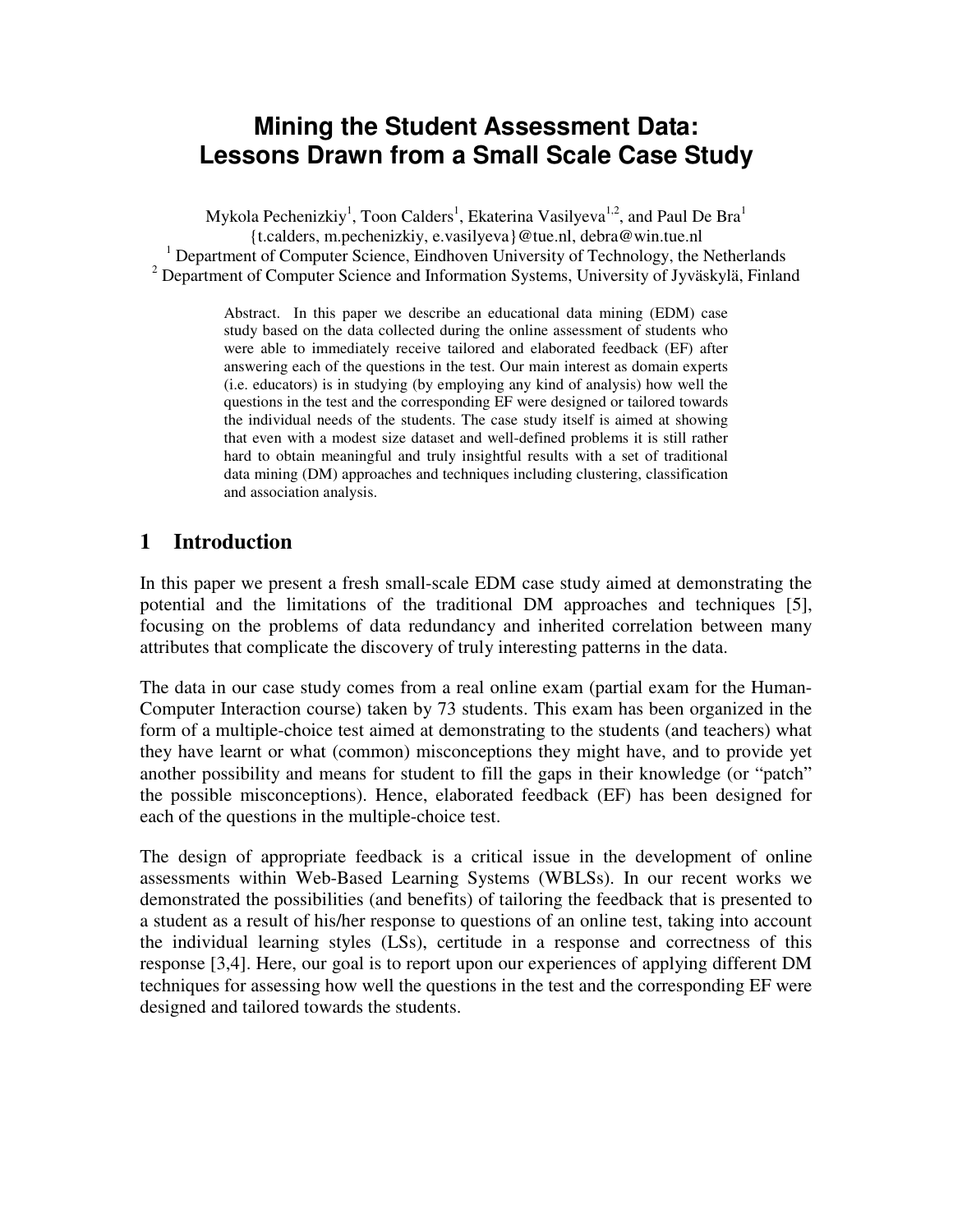# Mining the Student Assessment Data: Lessons Drawn from a Small Scale Case Study

Mykola Pechenizkiy[1], Toon Calders[1], Ekaterina Vasilyeva[1,2], and Paul De Bra[1]
{t.calders, m.pechenizkiy, e.vasilyeva}@tue.nl, debra@win.tue.nl
[1] Department of Computer Science, Eindhoven University of Technology, the Netherlands
[2] Department of Computer Science and Information Systems, University of Jyväskylä, Finland

Abstract. In this paper we describe an educational data mining (EDM) case study based on the data collected during the online assessment of students who were able to immediately receive tailored and elaborated feedback (EF) after answering each of the questions in the test. Our main interest as domain experts (i.e. educators) is in studying (by employing any kind of analysis) how well the questions in the test and the corresponding EF were designed or tailored towards the individual needs of the students. The case study itself is aimed at showing that even with a modest size dataset and well-defined problems it is still rather hard to obtain meaningful and truly insightful results with a set of traditional data mining (DM) approaches and techniques including clustering, classification and association analysis.

## 1 Introduction

In this paper we present a fresh small-scale EDM case study aimed at demonstrating the potential and the limitations of the traditional DM approaches and techniques [5], focusing on the problems of data redundancy and inherited correlation between many attributes that complicate the discovery of truly interesting patterns in the data.

The data in our case study comes from a real online exam (partial exam for the Human-Computer Interaction course) taken by 73 students. This exam has been organized in the form of a multiple-choice test aimed at demonstrating to the students (and teachers) what they have learnt or what (common) misconceptions they might have, and to provide yet another possibility and means for student to fill the gaps in their knowledge (or "patch" the possible misconceptions). Hence, elaborated feedback (EF) has been designed for each of the questions in the multiple-choice test.

The design of appropriate feedback is a critical issue in the development of online assessments within Web-Based Learning Systems (WBLSs). In our recent works we demonstrated the possibilities (and benefits) of tailoring the feedback that is presented to a student as a result of his/her response to questions of an online test, taking into account the individual learning styles (LSs), certitude in a response and correctness of this response [3,4]. Here, our goal is to report upon our experiences of applying different DM techniques for assessing how well the questions in the test and the corresponding EF were designed and tailored towards the students.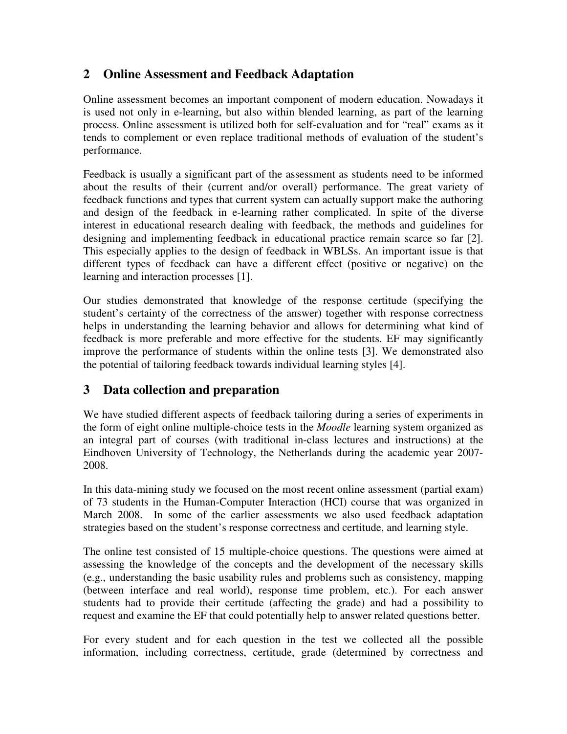## 2 Online Assessment and Feedback Adaptation

Online assessment becomes an important component of modern education. Nowadays it is used not only in e-learning, but also within blended learning, as part of the learning process. Online assessment is utilized both for self-evaluation and for "real" exams as it tends to complement or even replace traditional methods of evaluation of the student's performance.

Feedback is usually a significant part of the assessment as students need to be informed about the results of their (current and/or overall) performance. The great variety of feedback functions and types that current system can actually support make the authoring and design of the feedback in e-learning rather complicated. In spite of the diverse interest in educational research dealing with feedback, the methods and guidelines for designing and implementing feedback in educational practice remain scarce so far [2]. This especially applies to the design of feedback in WBLSs. An important issue is that different types of feedback can have a different effect (positive or negative) on the learning and interaction processes [1].

Our studies demonstrated that knowledge of the response certitude (specifying the student's certainty of the correctness of the answer) together with response correctness helps in understanding the learning behavior and allows for determining what kind of feedback is more preferable and more effective for the students. EF may significantly improve the performance of students within the online tests [3]. We demonstrated also the potential of tailoring feedback towards individual learning styles [4].

## 3 Data collection and preparation

We have studied different aspects of feedback tailoring during a series of experiments in the form of eight online multiple-choice tests in the *Moodle* learning system organized as an integral part of courses (with traditional in-class lectures and instructions) at the Eindhoven University of Technology, the Netherlands during the academic year 2007-2008.

In this data-mining study we focused on the most recent online assessment (partial exam) of 73 students in the Human-Computer Interaction (HCI) course that was organized in March 2008. In some of the earlier assessments we also used feedback adaptation strategies based on the student's response correctness and certitude, and learning style.

The online test consisted of 15 multiple-choice questions. The questions were aimed at assessing the knowledge of the concepts and the development of the necessary skills (e.g., understanding the basic usability rules and problems such as consistency, mapping (between interface and real world), response time problem, etc.). For each answer students had to provide their certitude (affecting the grade) and had a possibility to request and examine the EF that could potentially help to answer related questions better.

For every student and for each question in the test we collected all the possible information, including correctness, certitude, grade (determined by correctness and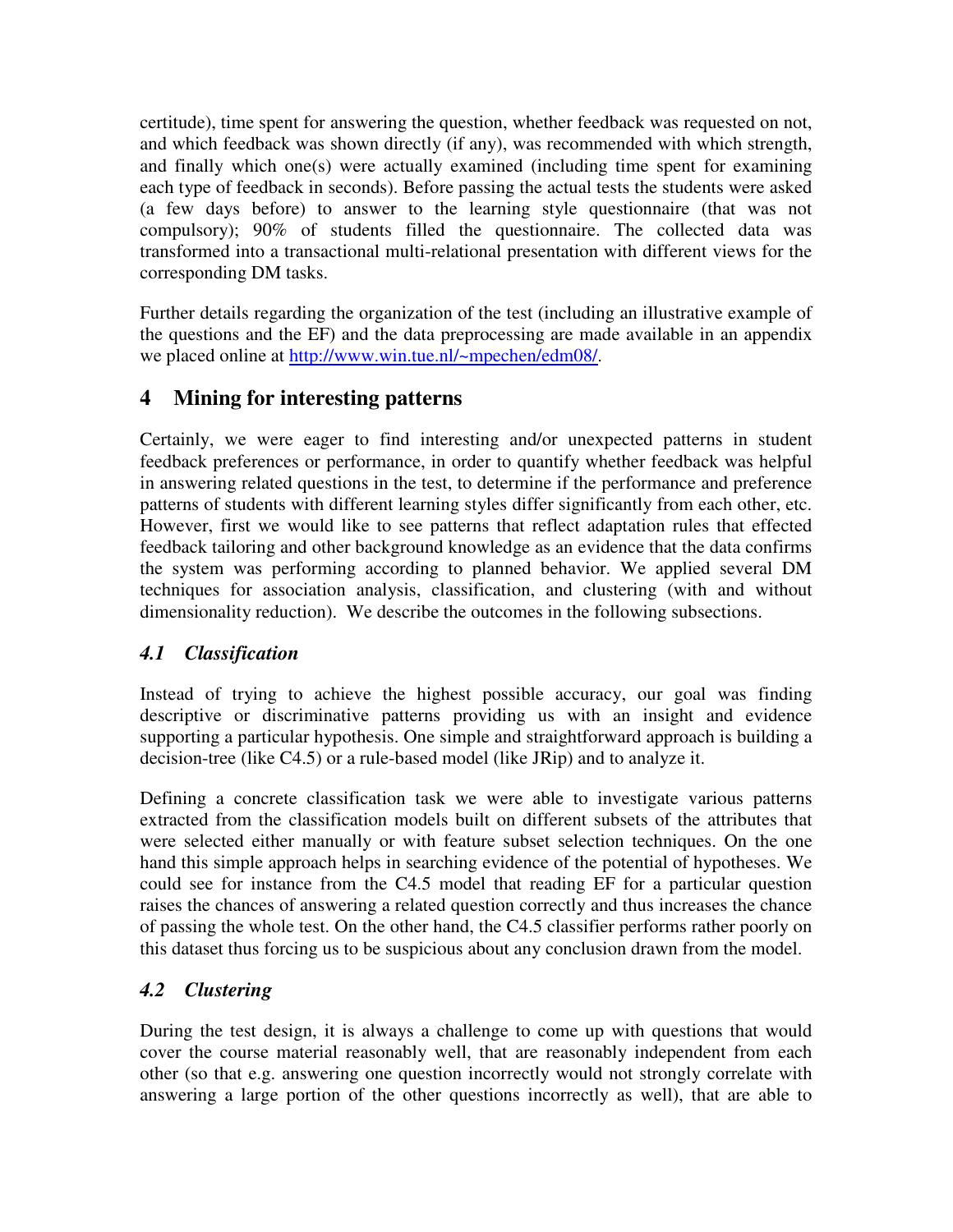certitude), time spent for answering the question, whether feedback was requested on not, and which feedback was shown directly (if any), was recommended with which strength, and finally which one(s) were actually examined (including time spent for examining each type of feedback in seconds). Before passing the actual tests the students were asked (a few days before) to answer to the learning style questionnaire (that was not compulsory); 90% of students filled the questionnaire. The collected data was transformed into a transactional multi-relational presentation with different views for the corresponding DM tasks.

Further details regarding the organization of the test (including an illustrative example of the questions and the EF) and the data preprocessing are made available in an appendix we placed online at [http://www.win.tue.nl/~mpechen/edm08/](http://www.win.tue.nl/~mpechen/edm08/).

## 4 Mining for interesting patterns

Certainly, we were eager to find interesting and/or unexpected patterns in student feedback preferences or performance, in order to quantify whether feedback was helpful in answering related questions in the test, to determine if the performance and preference patterns of students with different learning styles differ significantly from each other, etc. However, first we would like to see patterns that reflect adaptation rules that effected feedback tailoring and other background knowledge as an evidence that the data confirms the system was performing according to planned behavior. We applied several DM techniques for association analysis, classification, and clustering (with and without dimensionality reduction). We describe the outcomes in the following subsections.

### *4.1 Classification*

Instead of trying to achieve the highest possible accuracy, our goal was finding descriptive or discriminative patterns providing us with an insight and evidence supporting a particular hypothesis. One simple and straightforward approach is building a decision-tree (like C4.5) or a rule-based model (like JRip) and to analyze it.

Defining a concrete classification task we were able to investigate various patterns extracted from the classification models built on different subsets of the attributes that were selected either manually or with feature subset selection techniques. On the one hand this simple approach helps in searching evidence of the potential of hypotheses. We could see for instance from the C4.5 model that reading EF for a particular question raises the chances of answering a related question correctly and thus increases the chance of passing the whole test. On the other hand, the C4.5 classifier performs rather poorly on this dataset thus forcing us to be suspicious about any conclusion drawn from the model.

### *4.2 Clustering*

During the test design, it is always a challenge to come up with questions that would cover the course material reasonably well, that are reasonably independent from each other (so that e.g. answering one question incorrectly would not strongly correlate with answering a large portion of the other questions incorrectly as well), that are able to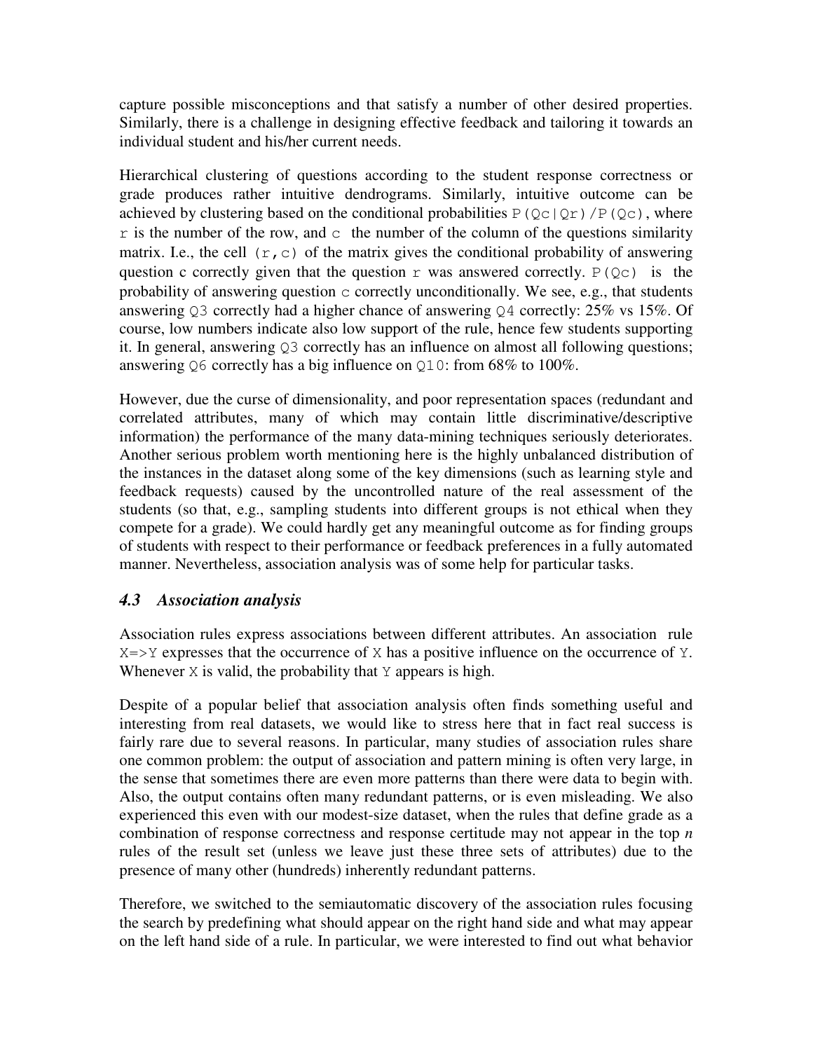capture possible misconceptions and that satisfy a number of other desired properties. Similarly, there is a challenge in designing effective feedback and tailoring it towards an individual student and his/her current needs.

Hierarchical clustering of questions according to the student response correctness or grade produces rather intuitive dendrograms. Similarly, intuitive outcome can be achieved by clustering based on the conditional probabilities `P(Qc|Qr)/P(Qc)`, where `r` is the number of the row, and `c` the number of the column of the questions similarity matrix. I.e., the cell `(r,c)` of the matrix gives the conditional probability of answering question c correctly given that the question `r` was answered correctly. `P(Qc)` is the probability of answering question `c` correctly unconditionally. We see, e.g., that students answering `Q3` correctly had a higher chance of answering `Q4` correctly: 25% vs 15%. Of course, low numbers indicate also low support of the rule, hence few students supporting it. In general, answering `Q3` correctly has an influence on almost all following questions; answering `Q6` correctly has a big influence on `Q10`: from 68% to 100%.

However, due the curse of dimensionality, and poor representation spaces (redundant and correlated attributes, many of which may contain little discriminative/descriptive information) the performance of the many data-mining techniques seriously deteriorates. Another serious problem worth mentioning here is the highly unbalanced distribution of the instances in the dataset along some of the key dimensions (such as learning style and feedback requests) caused by the uncontrolled nature of the real assessment of the students (so that, e.g., sampling students into different groups is not ethical when they compete for a grade). We could hardly get any meaningful outcome as for finding groups of students with respect to their performance or feedback preferences in a fully automated manner. Nevertheless, association analysis was of some help for particular tasks.

## *4.3 Association analysis*

Association rules express associations between different attributes. An association rule `X=>Y` expresses that the occurrence of `X` has a positive influence on the occurrence of `Y`. Whenever `X` is valid, the probability that `Y` appears is high.

Despite of a popular belief that association analysis often finds something useful and interesting from real datasets, we would like to stress here that in fact real success is fairly rare due to several reasons. In particular, many studies of association rules share one common problem: the output of association and pattern mining is often very large, in the sense that sometimes there are even more patterns than there were data to begin with. Also, the output contains often many redundant patterns, or is even misleading. We also experienced this even with our modest-size dataset, when the rules that define grade as a combination of response correctness and response certitude may not appear in the top $n$ rules of the result set (unless we leave just these three sets of attributes) due to the presence of many other (hundreds) inherently redundant patterns.

Therefore, we switched to the semiautomatic discovery of the association rules focusing the search by predefining what should appear on the right hand side and what may appear on the left hand side of a rule. In particular, we were interested to find out what behavior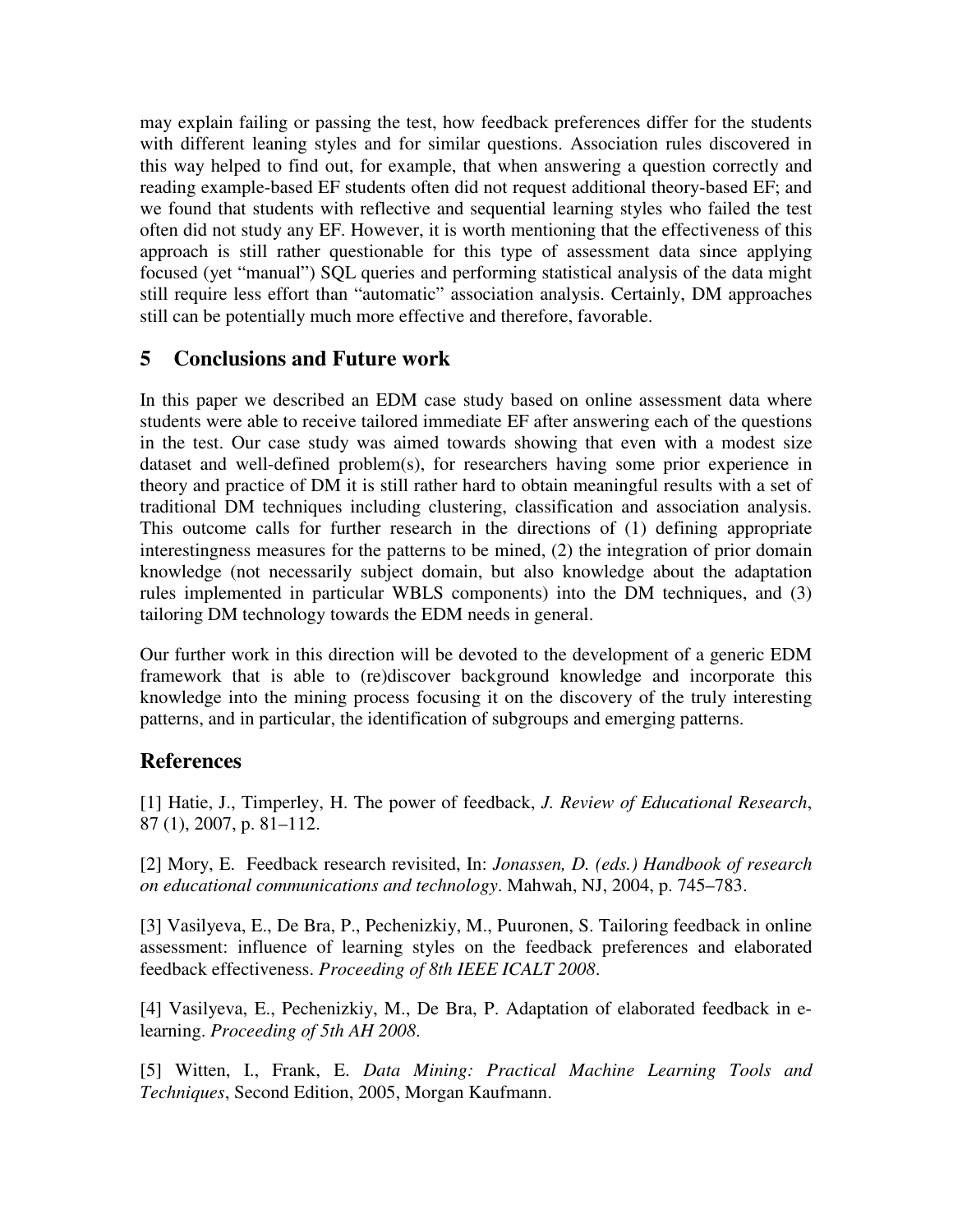may explain failing or passing the test, how feedback preferences differ for the students with different leaning styles and for similar questions. Association rules discovered in this way helped to find out, for example, that when answering a question correctly and reading example-based EF students often did not request additional theory-based EF; and we found that students with reflective and sequential learning styles who failed the test often did not study any EF. However, it is worth mentioning that the effectiveness of this approach is still rather questionable for this type of assessment data since applying focused (yet "manual") SQL queries and performing statistical analysis of the data might still require less effort than "automatic" association analysis. Certainly, DM approaches still can be potentially much more effective and therefore, favorable.

## 5 Conclusions and Future work

In this paper we described an EDM case study based on online assessment data where students were able to receive tailored immediate EF after answering each of the questions in the test. Our case study was aimed towards showing that even with a modest size dataset and well-defined problem(s), for researchers having some prior experience in theory and practice of DM it is still rather hard to obtain meaningful results with a set of traditional DM techniques including clustering, classification and association analysis. This outcome calls for further research in the directions of (1) defining appropriate interestingness measures for the patterns to be mined, (2) the integration of prior domain knowledge (not necessarily subject domain, but also knowledge about the adaptation rules implemented in particular WBLS components) into the DM techniques, and (3) tailoring DM technology towards the EDM needs in general.

Our further work in this direction will be devoted to the development of a generic EDM framework that is able to (re)discover background knowledge and incorporate this knowledge into the mining process focusing it on the discovery of the truly interesting patterns, and in particular, the identification of subgroups and emerging patterns.

## References

[1] Hatie, J., Timperley, H. The power of feedback, *J. Review of Educational Research*, 87 (1), 2007, p. 81–112.

[2] Mory, E. Feedback research revisited, In: *Jonassen, D. (eds.) Handbook of research on educational communications and technology*. Mahwah, NJ, 2004, p. 745–783.

[3] Vasilyeva, E., De Bra, P., Pechenizkiy, M., Puuronen, S. Tailoring feedback in online assessment: influence of learning styles on the feedback preferences and elaborated feedback effectiveness. *Proceeding of 8th IEEE ICALT 2008*.

[4] Vasilyeva, E., Pechenizkiy, M., De Bra, P. Adaptation of elaborated feedback in e-learning. *Proceeding of 5th AH 2008*.

[5] Witten, I., Frank, E. *Data Mining: Practical Machine Learning Tools and Techniques*, Second Edition, 2005, Morgan Kaufmann.